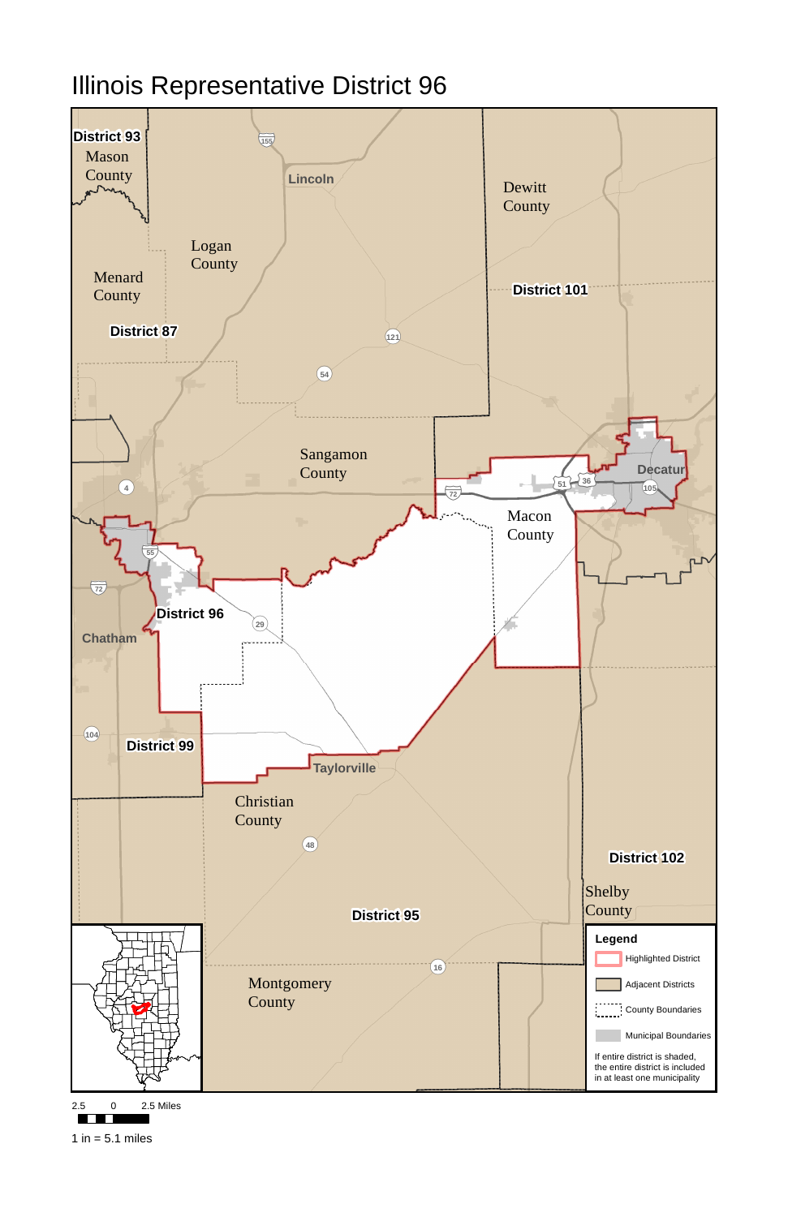# Illinois Representative District 96

District 93
Mason County
Lincoln
Dewitt County
Logan County
Menard County
District 101
District 87
Sangamon County
Decatur
Macon County
District 96
Chatham
District 99
Taylorville
Christian County
District 102
Shelby County
District 95
Montgomery County

**Legend**

- Highlighted District
- Adjacent Districts
- County Boundaries
- Municipal Boundaries

If entire district is shaded, the entire district is included in at least one municipality

2.5 0 2.5 Miles

1 in = 5.1 miles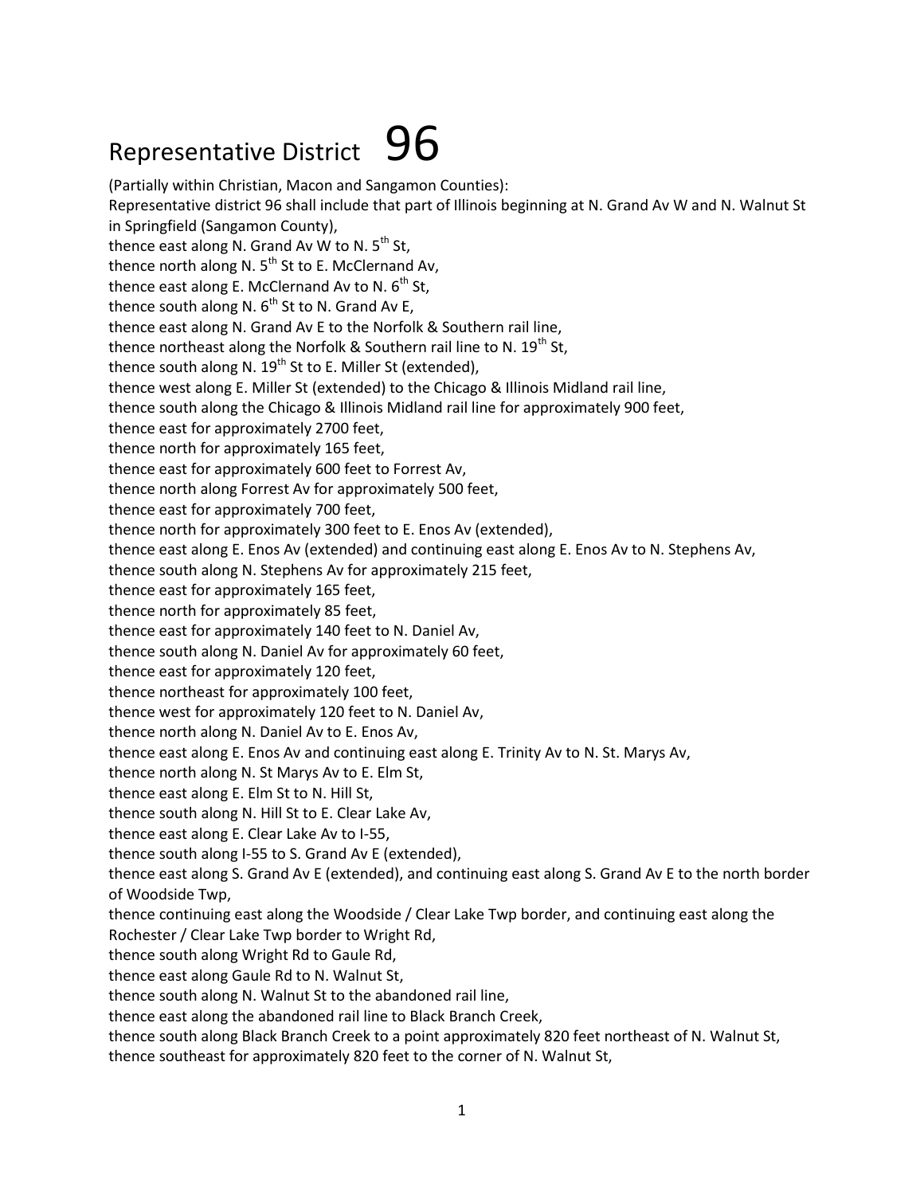# Representative District 96

(Partially within Christian, Macon and Sangamon Counties):

Representative district 96 shall include that part of Illinois beginning at N. Grand Av W and N. Walnut St in Springfield (Sangamon County),

thence east along N. Grand Av W to N. 5th St,
thence north along N. 5th St to E. McClernand Av,
thence east along E. McClernand Av to N. 6th St,
thence south along N. 6th St to N. Grand Av E,
thence east along N. Grand Av E to the Norfolk & Southern rail line,
thence northeast along the Norfolk & Southern rail line to N. 19th St,
thence south along N. 19th St to E. Miller St (extended),
thence west along E. Miller St (extended) to the Chicago & Illinois Midland rail line,
thence south along the Chicago & Illinois Midland rail line for approximately 900 feet,
thence east for approximately 2700 feet,
thence north for approximately 165 feet,
thence east for approximately 600 feet to Forrest Av,
thence north along Forrest Av for approximately 500 feet,
thence east for approximately 700 feet,
thence north for approximately 300 feet to E. Enos Av (extended),
thence east along E. Enos Av (extended) and continuing east along E. Enos Av to N. Stephens Av,
thence south along N. Stephens Av for approximately 215 feet,
thence east for approximately 165 feet,
thence north for approximately 85 feet,
thence east for approximately 140 feet to N. Daniel Av,
thence south along N. Daniel Av for approximately 60 feet,
thence east for approximately 120 feet,
thence northeast for approximately 100 feet,
thence west for approximately 120 feet to N. Daniel Av,
thence north along N. Daniel Av to E. Enos Av,
thence east along E. Enos Av and continuing east along E. Trinity Av to N. St. Marys Av,
thence north along N. St Marys Av to E. Elm St,
thence east along E. Elm St to N. Hill St,
thence south along N. Hill St to E. Clear Lake Av,
thence east along E. Clear Lake Av to I-55,
thence south along I-55 to S. Grand Av E (extended),
thence east along S. Grand Av E (extended), and continuing east along S. Grand Av E to the north border of Woodside Twp,
thence continuing east along the Woodside / Clear Lake Twp border, and continuing east along the Rochester / Clear Lake Twp border to Wright Rd,
thence south along Wright Rd to Gaule Rd,
thence east along Gaule Rd to N. Walnut St,
thence south along N. Walnut St to the abandoned rail line,
thence east along the abandoned rail line to Black Branch Creek,
thence south along Black Branch Creek to a point approximately 820 feet northeast of N. Walnut St,
thence southeast for approximately 820 feet to the corner of N. Walnut St,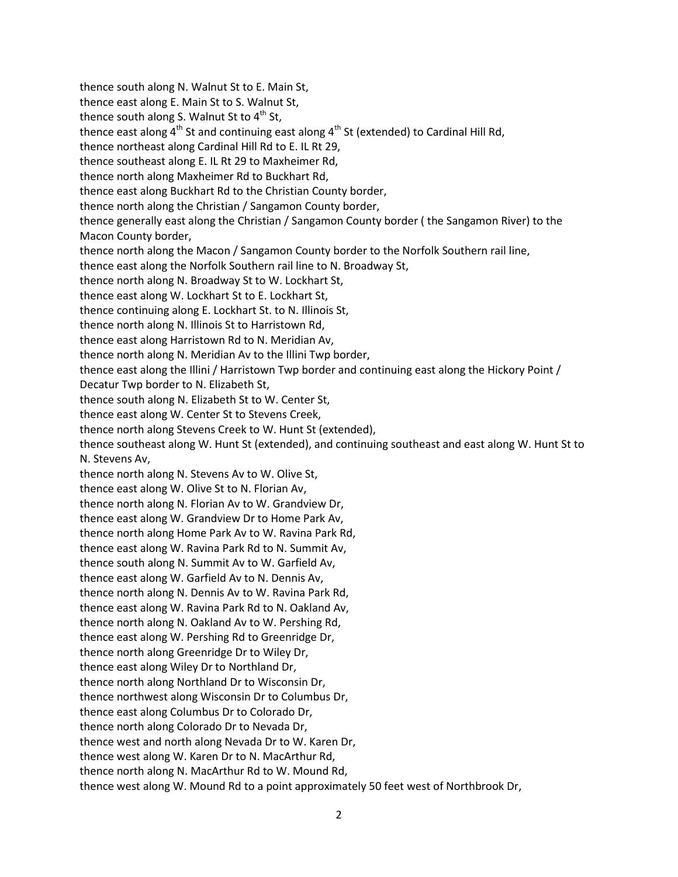thence south along N. Walnut St to E. Main St,
thence east along E. Main St to S. Walnut St,
thence south along S. Walnut St to 4th St,
thence east along 4th St and continuing east along 4th St (extended) to Cardinal Hill Rd,
thence northeast along Cardinal Hill Rd to E. IL Rt 29,
thence southeast along E. IL Rt 29 to Maxheimer Rd,
thence north along Maxheimer Rd to Buckhart Rd,
thence east along Buckhart Rd to the Christian County border,
thence north along the Christian / Sangamon County border,
thence generally east along the Christian / Sangamon County border ( the Sangamon River) to the Macon County border,
thence north along the Macon / Sangamon County border to the Norfolk Southern rail line,
thence east along the Norfolk Southern rail line to N. Broadway St,
thence north along N. Broadway St to W. Lockhart St,
thence east along W. Lockhart St to E. Lockhart St,
thence continuing along E. Lockhart St. to N. Illinois St,
thence north along N. Illinois St to Harristown Rd,
thence east along Harristown Rd to N. Meridian Av,
thence north along N. Meridian Av to the Illini Twp border,
thence east along the Illini / Harristown Twp border and continuing east along the Hickory Point / Decatur Twp border to N. Elizabeth St,
thence south along N. Elizabeth St to W. Center St,
thence east along W. Center St to Stevens Creek,
thence north along Stevens Creek to W. Hunt St (extended),
thence southeast along W. Hunt St (extended), and continuing southeast and east along W. Hunt St to N. Stevens Av,
thence north along N. Stevens Av to W. Olive St,
thence east along W. Olive St to N. Florian Av,
thence north along N. Florian Av to W. Grandview Dr,
thence east along W. Grandview Dr to Home Park Av,
thence north along Home Park Av to W. Ravina Park Rd,
thence east along W. Ravina Park Rd to N. Summit Av,
thence south along N. Summit Av to W. Garfield Av,
thence east along W. Garfield Av to N. Dennis Av,
thence north along N. Dennis Av to W. Ravina Park Rd,
thence east along W. Ravina Park Rd to N. Oakland Av,
thence north along N. Oakland Av to W. Pershing Rd,
thence east along W. Pershing Rd to Greenridge Dr,
thence north along Greenridge Dr to Wiley Dr,
thence east along Wiley Dr to Northland Dr,
thence north along Northland Dr to Wisconsin Dr,
thence northwest along Wisconsin Dr to Columbus Dr,
thence east along Columbus Dr to Colorado Dr,
thence north along Colorado Dr to Nevada Dr,
thence west and north along Nevada Dr to W. Karen Dr,
thence west along W. Karen Dr to N. MacArthur Rd,
thence north along N. MacArthur Rd to W. Mound Rd,
thence west along W. Mound Rd to a point approximately 50 feet west of Northbrook Dr,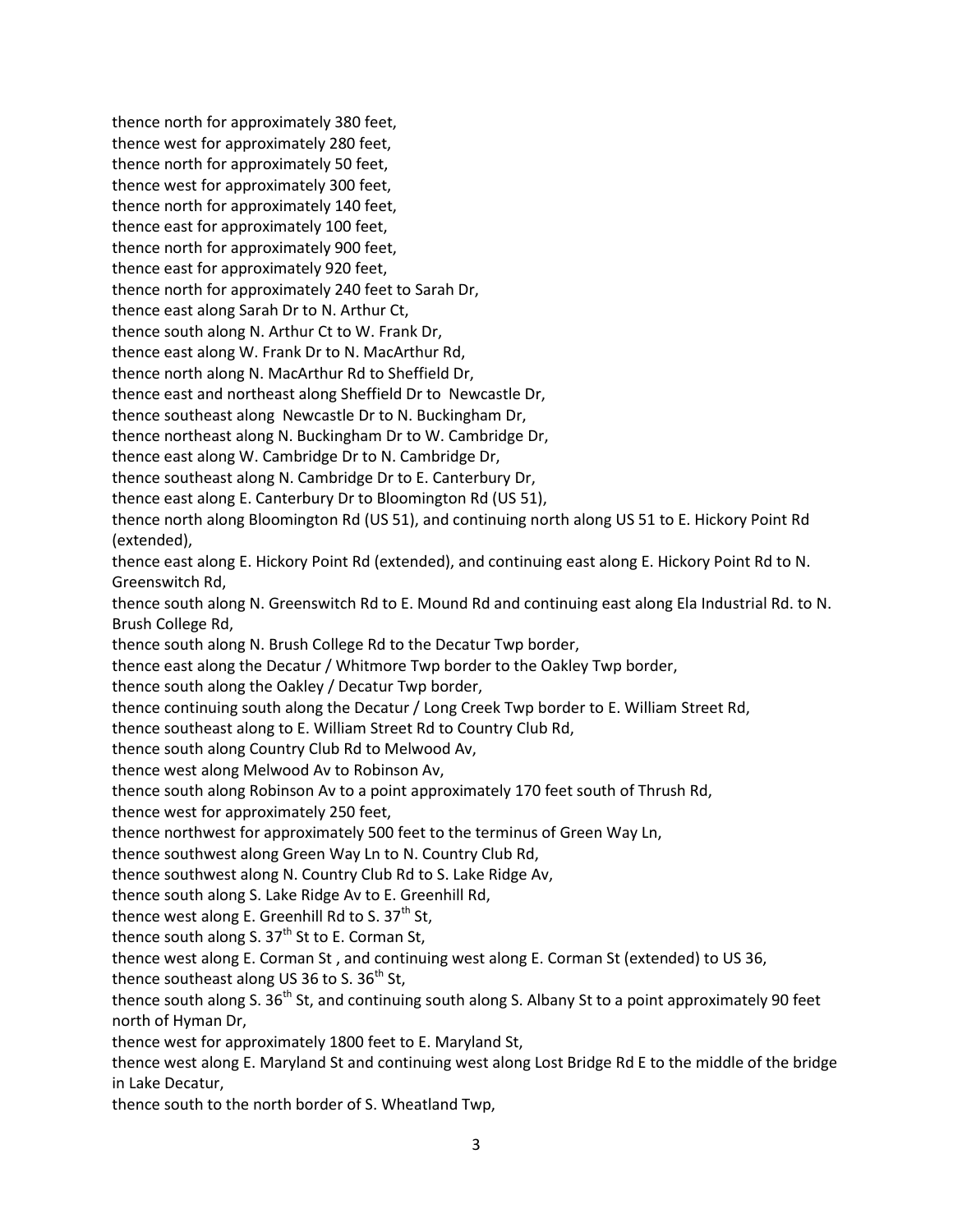thence north for approximately 380 feet,
thence west for approximately 280 feet,
thence north for approximately 50 feet,
thence west for approximately 300 feet,
thence north for approximately 140 feet,
thence east for approximately 100 feet,
thence north for approximately 900 feet,
thence east for approximately 920 feet,
thence north for approximately 240 feet to Sarah Dr,
thence east along Sarah Dr to N. Arthur Ct,
thence south along N. Arthur Ct to W. Frank Dr,
thence east along W. Frank Dr to N. MacArthur Rd,
thence north along N. MacArthur Rd to Sheffield Dr,
thence east and northeast along Sheffield Dr to Newcastle Dr,
thence southeast along Newcastle Dr to N. Buckingham Dr,
thence northeast along N. Buckingham Dr to W. Cambridge Dr,
thence east along W. Cambridge Dr to N. Cambridge Dr,
thence southeast along N. Cambridge Dr to E. Canterbury Dr,
thence east along E. Canterbury Dr to Bloomington Rd (US 51),
thence north along Bloomington Rd (US 51), and continuing north along US 51 to E. Hickory Point Rd (extended),
thence east along E. Hickory Point Rd (extended), and continuing east along E. Hickory Point Rd to N. Greenswitch Rd,
thence south along N. Greenswitch Rd to E. Mound Rd and continuing east along Ela Industrial Rd. to N. Brush College Rd,
thence south along N. Brush College Rd to the Decatur Twp border,
thence east along the Decatur / Whitmore Twp border to the Oakley Twp border,
thence south along the Oakley / Decatur Twp border,
thence continuing south along the Decatur / Long Creek Twp border to E. William Street Rd,
thence southeast along to E. William Street Rd to Country Club Rd,
thence south along Country Club Rd to Melwood Av,
thence west along Melwood Av to Robinson Av,
thence south along Robinson Av to a point approximately 170 feet south of Thrush Rd,
thence west for approximately 250 feet,
thence northwest for approximately 500 feet to the terminus of Green Way Ln,
thence southwest along Green Way Ln to N. Country Club Rd,
thence southwest along N. Country Club Rd to S. Lake Ridge Av,
thence south along S. Lake Ridge Av to E. Greenhill Rd,
thence west along E. Greenhill Rd to S. 37th St,
thence south along S. 37th St to E. Corman St,
thence west along E. Corman St , and continuing west along E. Corman St (extended) to US 36,
thence southeast along US 36 to S. 36th St,
thence south along S. 36th St, and continuing south along S. Albany St to a point approximately 90 feet north of Hyman Dr,
thence west for approximately 1800 feet to E. Maryland St,
thence west along E. Maryland St and continuing west along Lost Bridge Rd E to the middle of the bridge in Lake Decatur,
thence south to the north border of S. Wheatland Twp,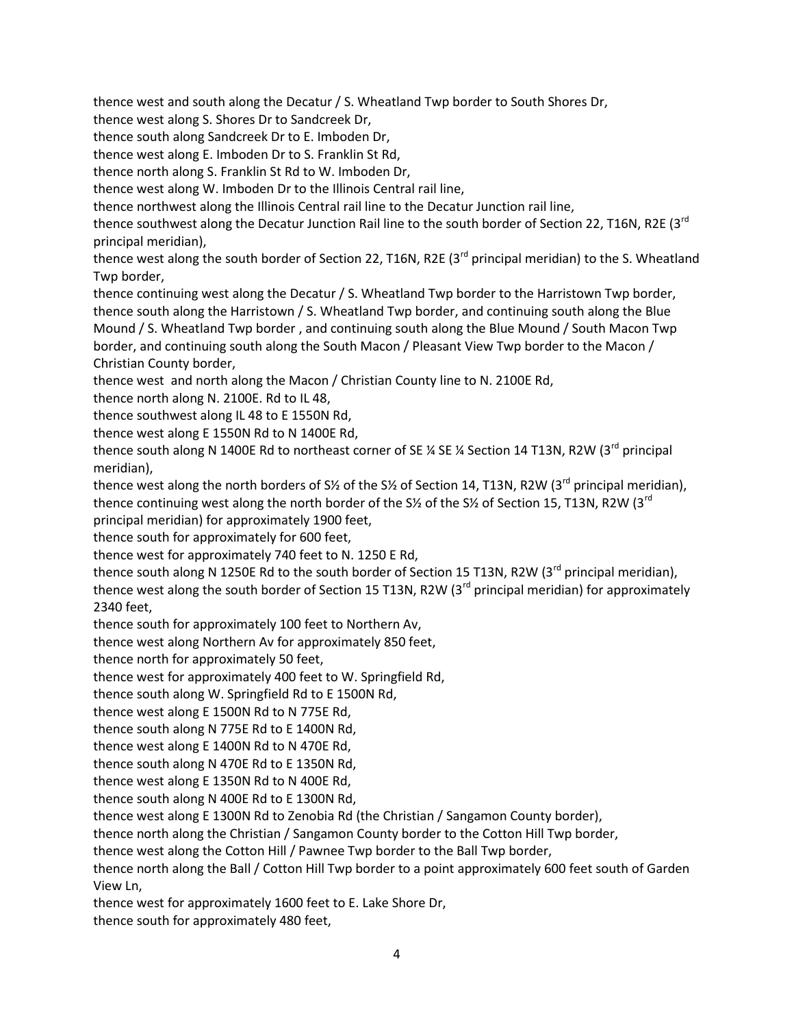thence west and south along the Decatur / S. Wheatland Twp border to South Shores Dr,
thence west along S. Shores Dr to Sandcreek Dr,
thence south along Sandcreek Dr to E. Imboden Dr,
thence west along E. Imboden Dr to S. Franklin St Rd,
thence north along S. Franklin St Rd to W. Imboden Dr,
thence west along W. Imboden Dr to the Illinois Central rail line,
thence northwest along the Illinois Central rail line to the Decatur Junction rail line,
thence southwest along the Decatur Junction Rail line to the south border of Section 22, T16N, R2E (3rd principal meridian),
thence west along the south border of Section 22, T16N, R2E (3rd principal meridian) to the S. Wheatland Twp border,
thence continuing west along the Decatur / S. Wheatland Twp border to the Harristown Twp border,
thence south along the Harristown / S. Wheatland Twp border, and continuing south along the Blue Mound / S. Wheatland Twp border , and continuing south along the Blue Mound / South Macon Twp border, and continuing south along the South Macon / Pleasant View Twp border to the Macon / Christian County border,
thence west and north along the Macon / Christian County line to N. 2100E Rd,
thence north along N. 2100E. Rd to IL 48,
thence southwest along IL 48 to E 1550N Rd,
thence west along E 1550N Rd to N 1400E Rd,
thence south along N 1400E Rd to northeast corner of SE ¼ SE ¼ Section 14 T13N, R2W (3rd principal meridian),
thence west along the north borders of S½ of the S½ of Section 14, T13N, R2W (3rd principal meridian),
thence continuing west along the north border of the S½ of the S½ of Section 15, T13N, R2W (3rd principal meridian) for approximately 1900 feet,
thence south for approximately for 600 feet,
thence west for approximately 740 feet to N. 1250 E Rd,
thence south along N 1250E Rd to the south border of Section 15 T13N, R2W (3rd principal meridian),
thence west along the south border of Section 15 T13N, R2W (3rd principal meridian) for approximately 2340 feet,
thence south for approximately 100 feet to Northern Av,
thence west along Northern Av for approximately 850 feet,
thence north for approximately 50 feet,
thence west for approximately 400 feet to W. Springfield Rd,
thence south along W. Springfield Rd to E 1500N Rd,
thence west along E 1500N Rd to N 775E Rd,
thence south along N 775E Rd to E 1400N Rd,
thence west along E 1400N Rd to N 470E Rd,
thence south along N 470E Rd to E 1350N Rd,
thence west along E 1350N Rd to N 400E Rd,
thence south along N 400E Rd to E 1300N Rd,
thence west along E 1300N Rd to Zenobia Rd (the Christian / Sangamon County border),
thence north along the Christian / Sangamon County border to the Cotton Hill Twp border,
thence west along the Cotton Hill / Pawnee Twp border to the Ball Twp border,
thence north along the Ball / Cotton Hill Twp border to a point approximately 600 feet south of Garden View Ln,
thence west for approximately 1600 feet to E. Lake Shore Dr,
thence south for approximately 480 feet,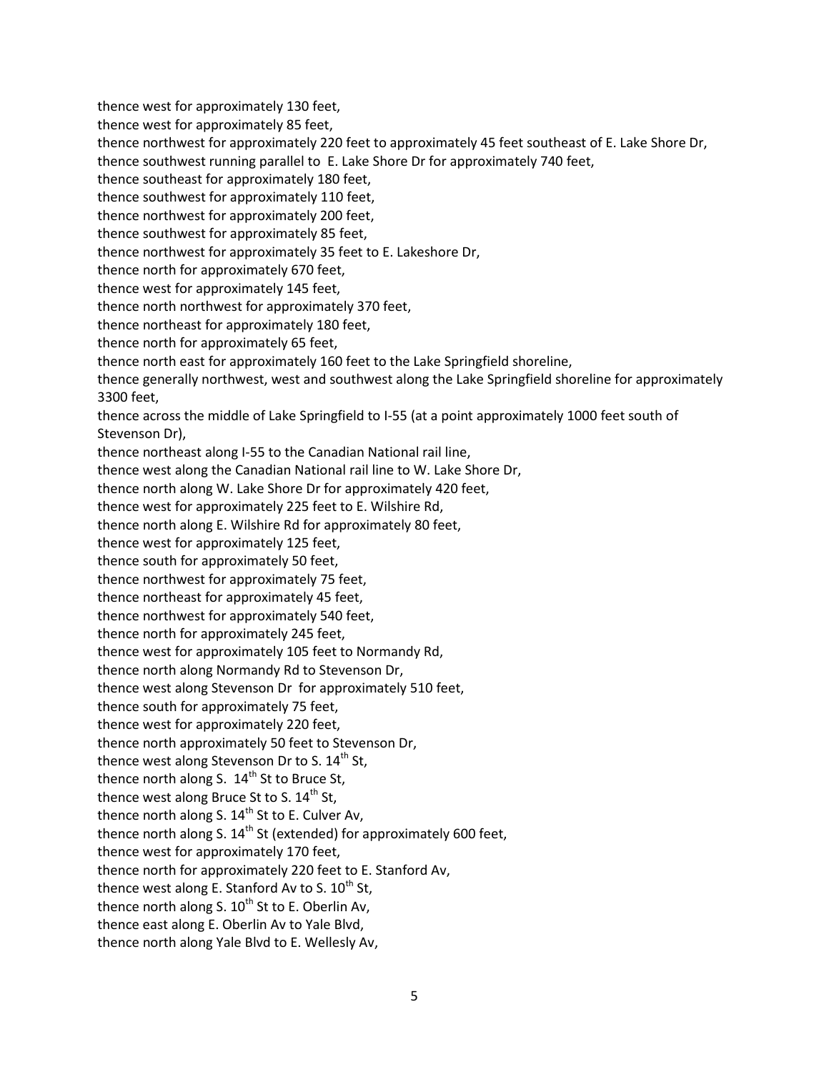thence west for approximately 130 feet,
thence west for approximately 85 feet,
thence northwest for approximately 220 feet to approximately 45 feet southeast of E. Lake Shore Dr,
thence southwest running parallel to E. Lake Shore Dr for approximately 740 feet,
thence southeast for approximately 180 feet,
thence southwest for approximately 110 feet,
thence northwest for approximately 200 feet,
thence southwest for approximately 85 feet,
thence northwest for approximately 35 feet to E. Lakeshore Dr,
thence north for approximately 670 feet,
thence west for approximately 145 feet,
thence north northwest for approximately 370 feet,
thence northeast for approximately 180 feet,
thence north for approximately 65 feet,
thence north east for approximately 160 feet to the Lake Springfield shoreline,
thence generally northwest, west and southwest along the Lake Springfield shoreline for approximately 3300 feet,
thence across the middle of Lake Springfield to I-55 (at a point approximately 1000 feet south of Stevenson Dr),
thence northeast along I-55 to the Canadian National rail line,
thence west along the Canadian National rail line to W. Lake Shore Dr,
thence north along W. Lake Shore Dr for approximately 420 feet,
thence west for approximately 225 feet to E. Wilshire Rd,
thence north along E. Wilshire Rd for approximately 80 feet,
thence west for approximately 125 feet,
thence south for approximately 50 feet,
thence northwest for approximately 75 feet,
thence northeast for approximately 45 feet,
thence northwest for approximately 540 feet,
thence north for approximately 245 feet,
thence west for approximately 105 feet to Normandy Rd,
thence north along Normandy Rd to Stevenson Dr,
thence west along Stevenson Dr for approximately 510 feet,
thence south for approximately 75 feet,
thence west for approximately 220 feet,
thence north approximately 50 feet to Stevenson Dr,
thence west along Stevenson Dr to S. 14th St,
thence north along S. 14th St to Bruce St,
thence west along Bruce St to S. 14th St,
thence north along S. 14th St to E. Culver Av,
thence north along S. 14th St (extended) for approximately 600 feet,
thence west for approximately 170 feet,
thence north for approximately 220 feet to E. Stanford Av,
thence west along E. Stanford Av to S. 10th St,
thence north along S. 10th St to E. Oberlin Av,
thence east along E. Oberlin Av to Yale Blvd,
thence north along Yale Blvd to E. Wellesly Av,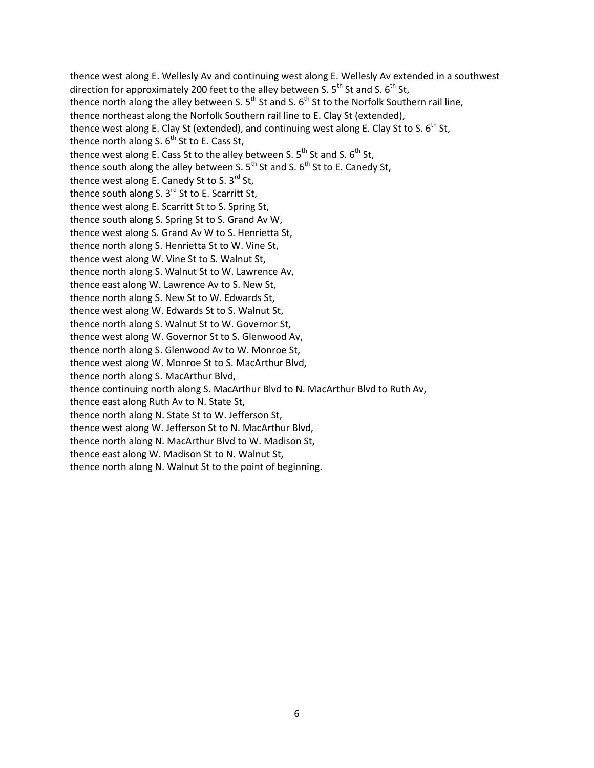thence west along E. Wellesly Av and continuing west along E. Wellesly Av extended in a southwest direction for approximately 200 feet to the alley between S. 5th St and S. 6th St,
thence north along the alley between S. 5th St and S. 6th St to the Norfolk Southern rail line,
thence northeast along the Norfolk Southern rail line to E. Clay St (extended),
thence west along E. Clay St (extended), and continuing west along E. Clay St to S. 6th St,
thence north along S. 6th St to E. Cass St,
thence west along E. Cass St to the alley between S. 5th St and S. 6th St,
thence south along the alley between S. 5th St and S. 6th St to E. Canedy St,
thence west along E. Canedy St to S. 3rd St,
thence south along S. 3rd St to E. Scarritt St,
thence west along E. Scarritt St to S. Spring St,
thence south along S. Spring St to S. Grand Av W,
thence west along S. Grand Av W to S. Henrietta St,
thence north along S. Henrietta St to W. Vine St,
thence west along W. Vine St to S. Walnut St,
thence north along S. Walnut St to W. Lawrence Av,
thence east along W. Lawrence Av to S. New St,
thence north along S. New St to W. Edwards St,
thence west along W. Edwards St to S. Walnut St,
thence north along S. Walnut St to W. Governor St,
thence west along W. Governor St to S. Glenwood Av,
thence north along S. Glenwood Av to W. Monroe St,
thence west along W. Monroe St to S. MacArthur Blvd,
thence north along S. MacArthur Blvd,
thence continuing north along S. MacArthur Blvd to N. MacArthur Blvd to Ruth Av,
thence east along Ruth Av to N. State St,
thence north along N. State St to W. Jefferson St,
thence west along W. Jefferson St to N. MacArthur Blvd,
thence north along N. MacArthur Blvd to W. Madison St,
thence east along W. Madison St to N. Walnut St,
thence north along N. Walnut St to the point of beginning.